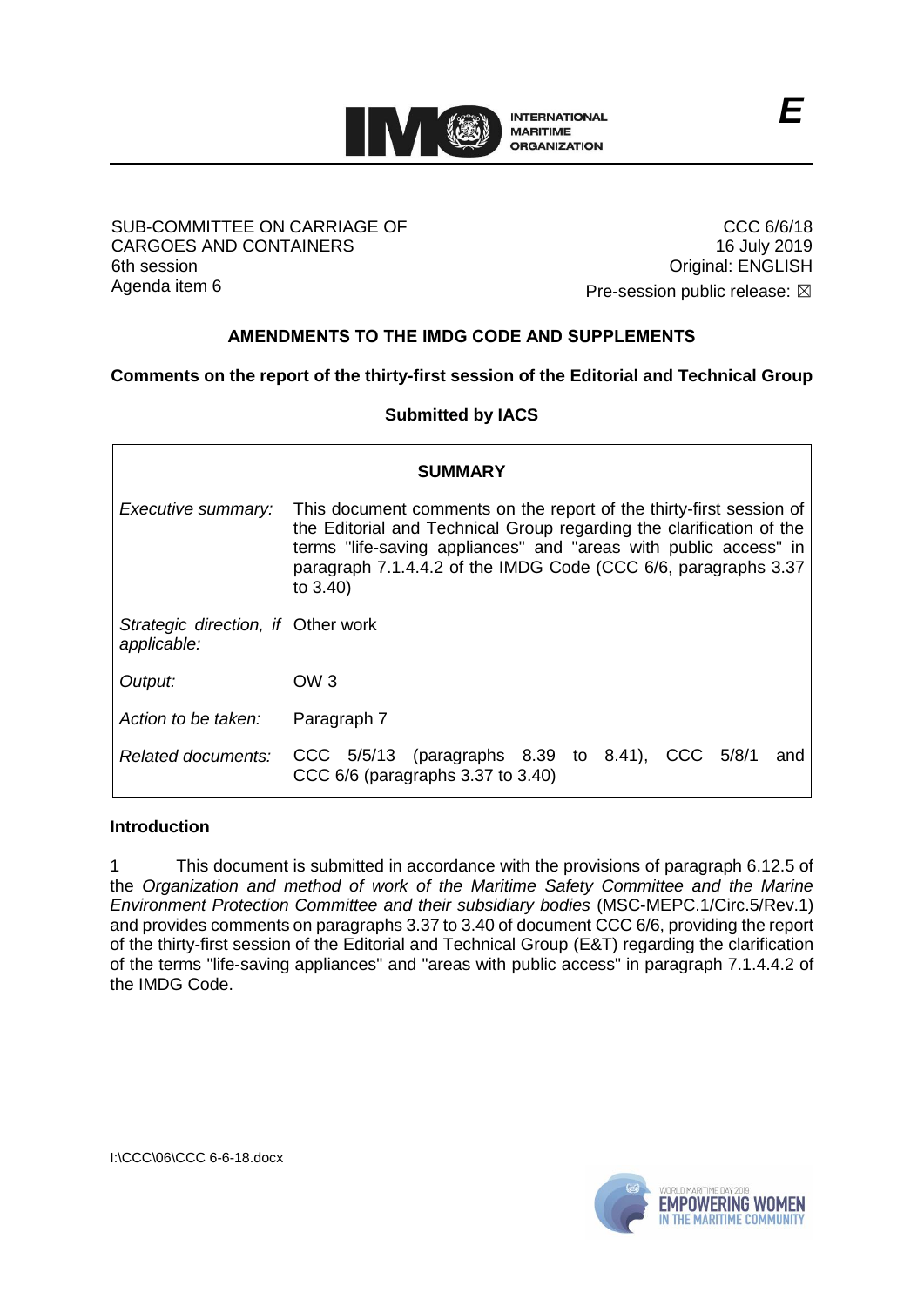**E**

SUB-COMMITTEE ON CARRIAGE OF CARGOES AND CONTAINERS
6th session
Agenda item 6

CCC 6/6/18
16 July 2019
Original: ENGLISH
Pre-session public release: ☒

## AMENDMENTS TO THE IMDG CODE AND SUPPLEMENTS

### Comments on the report of the thirty-first session of the Editorial and Technical Group

**Submitted by IACS**

| **SUMMARY** | |
|---|---|
| *Executive summary:* | This document comments on the report of the thirty-first session of the Editorial and Technical Group regarding the clarification of the terms "life-saving appliances" and "areas with public access" in paragraph 7.1.4.4.2 of the IMDG Code (CCC 6/6, paragraphs 3.37 to 3.40) |
| *Strategic direction, if applicable:* | Other work |
| *Output:* | OW 3 |
| *Action to be taken:* | Paragraph 7 |
| *Related documents:* | CCC 5/5/13 (paragraphs 8.39 to 8.41), CCC 5/8/1 and CCC 6/6 (paragraphs 3.37 to 3.40) |

**Introduction**

1 This document is submitted in accordance with the provisions of paragraph 6.12.5 of the *Organization and method of work of the Maritime Safety Committee and the Marine Environment Protection Committee and their subsidiary bodies* (MSC-MEPC.1/Circ.5/Rev.1) and provides comments on paragraphs 3.37 to 3.40 of document CCC 6/6, providing the report of the thirty-first session of the Editorial and Technical Group (E&T) regarding the clarification of the terms "life-saving appliances" and "areas with public access" in paragraph 7.1.4.4.2 of the IMDG Code.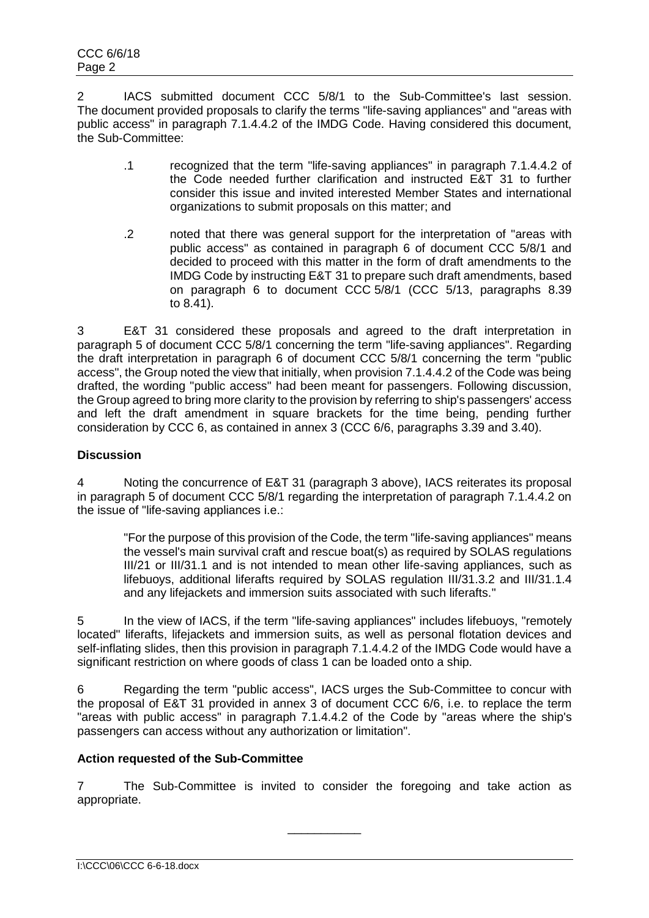2 IACS submitted document CCC 5/8/1 to the Sub-Committee's last session. The document provided proposals to clarify the terms "life-saving appliances" and "areas with public access" in paragraph 7.1.4.4.2 of the IMDG Code. Having considered this document, the Sub-Committee:

> .1 recognized that the term "life-saving appliances" in paragraph 7.1.4.4.2 of the Code needed further clarification and instructed E&T 31 to further consider this issue and invited interested Member States and international organizations to submit proposals on this matter; and
>
> .2 noted that there was general support for the interpretation of "areas with public access" as contained in paragraph 6 of document CCC 5/8/1 and decided to proceed with this matter in the form of draft amendments to the IMDG Code by instructing E&T 31 to prepare such draft amendments, based on paragraph 6 to document CCC 5/8/1 (CCC 5/13, paragraphs 8.39 to 8.41).

3 E&T 31 considered these proposals and agreed to the draft interpretation in paragraph 5 of document CCC 5/8/1 concerning the term "life-saving appliances". Regarding the draft interpretation in paragraph 6 of document CCC 5/8/1 concerning the term "public access", the Group noted the view that initially, when provision 7.1.4.4.2 of the Code was being drafted, the wording "public access" had been meant for passengers. Following discussion, the Group agreed to bring more clarity to the provision by referring to ship's passengers' access and left the draft amendment in square brackets for the time being, pending further consideration by CCC 6, as contained in annex 3 (CCC 6/6, paragraphs 3.39 and 3.40).

**Discussion**

4 Noting the concurrence of E&T 31 (paragraph 3 above), IACS reiterates its proposal in paragraph 5 of document CCC 5/8/1 regarding the interpretation of paragraph 7.1.4.4.2 on the issue of "life-saving appliances i.e.:

> "For the purpose of this provision of the Code, the term "life-saving appliances" means the vessel's main survival craft and rescue boat(s) as required by SOLAS regulations III/21 or III/31.1 and is not intended to mean other life-saving appliances, such as lifebuoys, additional liferafts required by SOLAS regulation III/31.3.2 and III/31.1.4 and any lifejackets and immersion suits associated with such liferafts."

5 In the view of IACS, if the term "life-saving appliances" includes lifebuoys, "remotely located" liferafts, lifejackets and immersion suits, as well as personal flotation devices and self-inflating slides, then this provision in paragraph 7.1.4.4.2 of the IMDG Code would have a significant restriction on where goods of class 1 can be loaded onto a ship.

6 Regarding the term "public access", IACS urges the Sub-Committee to concur with the proposal of E&T 31 provided in annex 3 of document CCC 6/6, i.e. to replace the term "areas with public access" in paragraph 7.1.4.4.2 of the Code by "areas where the ship's passengers can access without any authorization or limitation".

**Action requested of the Sub-Committee**

7 The Sub-Committee is invited to consider the foregoing and take action as appropriate.

___________